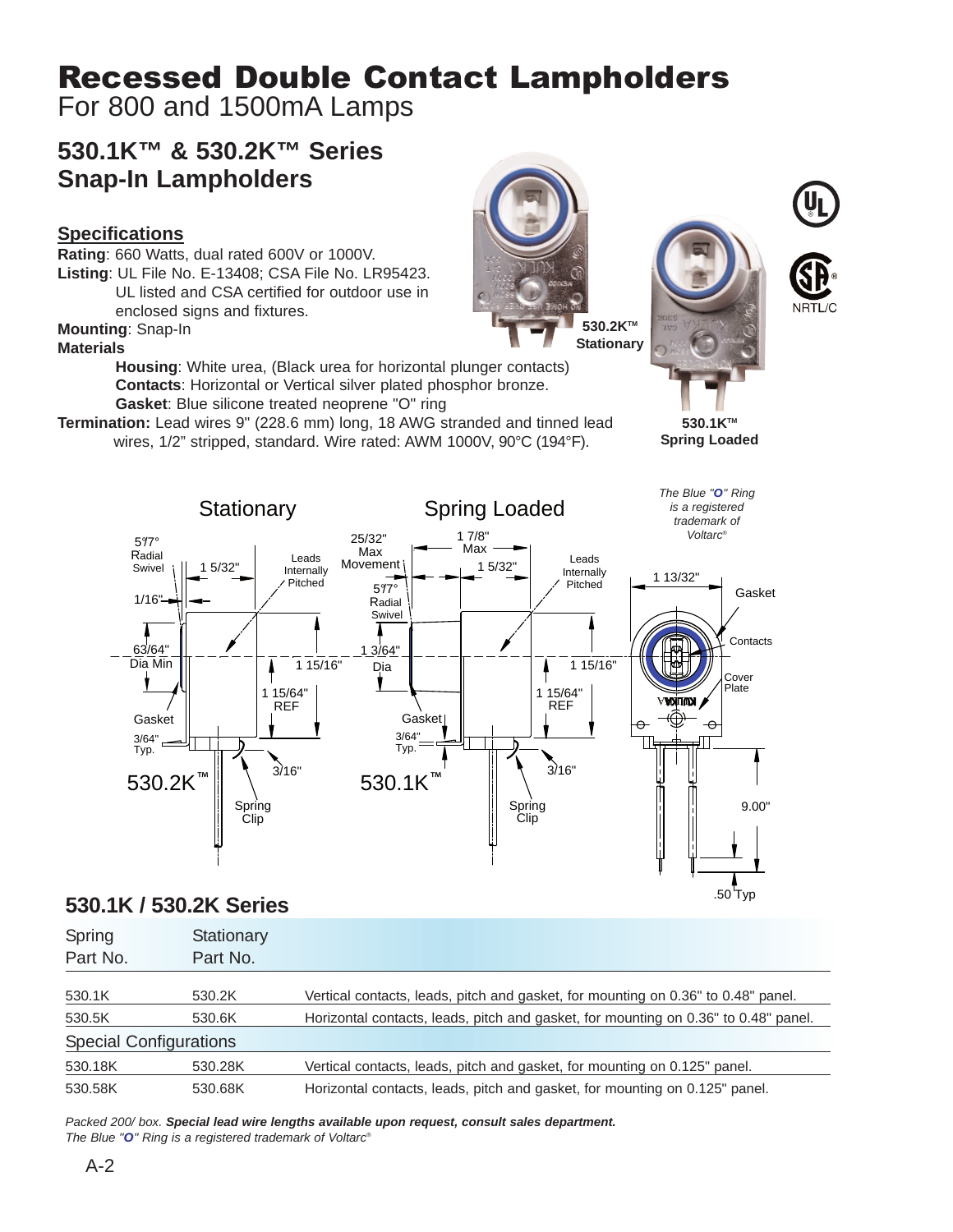# Recessed Double Contact Lampholders

For 800 and 1500mA Lamps

## 530.1K™ & 530.2K™ Series Snap-In Lampholders

### Specifications

**Rating**: 660 Watts, dual rated 600V or 1000V.

**Listing**: UL File No. E-13408; CSA File No. LR95423. UL listed and CSA certified for outdoor use in enclosed signs and fixtures.

**Mounting**: Snap-In

**Materials**

**Housing**: White urea, (Black urea for horizontal plunger contacts)

**Contacts**: Horizontal or Vertical silver plated phosphor bronze.

**Gasket**: Blue silicone treated neoprene "O" ring

**Termination:** Lead wires 9" (228.6 mm) long, 18 AWG stranded and tinned lead wires, 1/2" stripped, standard. Wire rated: AWM 1000V, 90°C (194°F).

**530.2K™ Stationary**

**530.1K™ Spring Loaded**

NRTL/C

*The Blue "O" Ring is a registered trademark of Voltarc®*

Stationary

5°/7° Radial Swivel
1 5/32"
Leads Internally Pitched
1/16"
63/64" Dia Min
1 15/16"
1 15/64" REF
Gasket
3/64" Typ.
3/16"
530.2K™
Spring Clip

Spring Loaded

25/32" Max Movement
1 7/8" Max
1 5/32"
Leads Internally Pitched
5°/7° Radial Swivel
1 3/64" Dia
1 15/16"
1 15/64" REF
Gasket
3/64" Typ.
3/16"
530.1K™
Spring Clip

1 13/32"
Gasket
Contacts
Cover Plate
9.00"
.50 Typ

## 530.1K / 530.2K Series

| Spring Part No. | Stationary Part No. | |
|---|---|---|
| 530.1K | 530.2K | Vertical contacts, leads, pitch and gasket, for mounting on 0.36" to 0.48" panel. |
| 530.5K | 530.6K | Horizontal contacts, leads, pitch and gasket, for mounting on 0.36" to 0.48" panel. |
| Special Configurations | | |
| 530.18K | 530.28K | Vertical contacts, leads, pitch and gasket, for mounting on 0.125" panel. |
| 530.58K | 530.68K | Horizontal contacts, leads, pitch and gasket, for mounting on 0.125" panel. |

*Packed 200/ box.* ***Special lead wire lengths available upon request, consult sales department.***

*The Blue "O" Ring is a registered trademark of Voltarc®*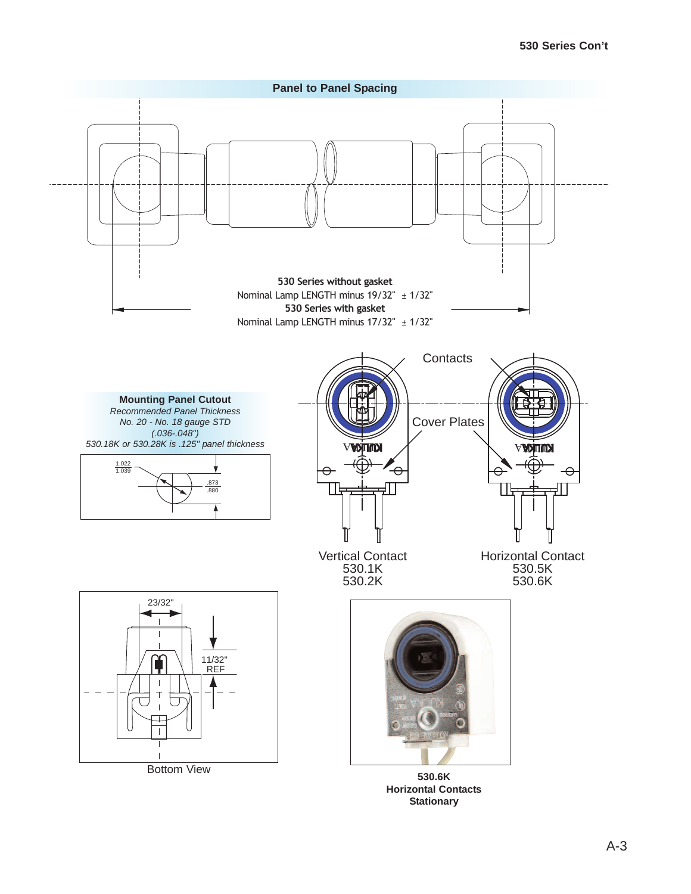## Panel to Panel Spacing

**530 Series without gasket**
Nominal Lamp LENGTH minus 19/32" ± 1/32"
**530 Series with gasket**
Nominal Lamp LENGTH minus 17/32" ± 1/32"

Contacts

Cover Plates

**Mounting Panel Cutout**
*Recommended Panel Thickness*
*No. 20 - No. 18 gauge STD*
*(.036-.048")*
*530.18K or 530.28K is .125" panel thickness*

1.022
1.039

.873
.880

Vertical Contact
530.1K
530.2K

Horizontal Contact
530.5K
530.6K

23/32"

11/32"
REF

Bottom View

**530.6K**
**Horizontal Contacts**
**Stationary**